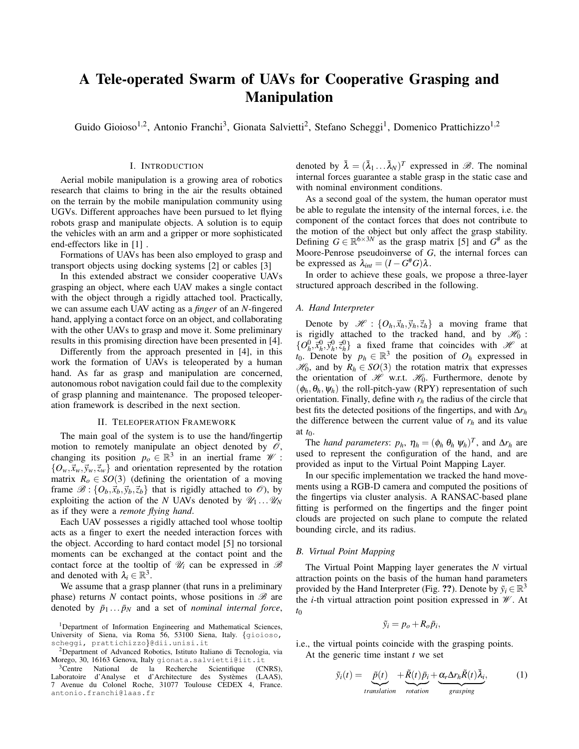# A Tele-operated Swarm of UAVs for Cooperative Grasping and Manipulation

Guido Gioioso[1,2], Antonio Franchi[3], Gionata Salvietti[2], Stefano Scheggi[1], Domenico Prattichizzo[1,2]

## I. Introduction

Aerial mobile manipulation is a growing area of robotics research that claims to bring in the air the results obtained on the terrain by the mobile manipulation community using UGVs. Different approaches have been pursued to let flying robots grasp and manipulate objects. A solution is to equip the vehicles with an arm and a gripper or more sophisticated end-effectors like in [1] .

Formations of UAVs has been also employed to grasp and transport objects using docking systems [2] or cables [3]

In this extended abstract we consider cooperative UAVs grasping an object, where each UAV makes a single contact with the object through a rigidly attached tool. Practically, we can assume each UAV acting as a *finger* of an $N$-fingered hand, applying a contact force on an object, and collaborating with the other UAVs to grasp and move it. Some preliminary results in this promising direction have been presented in [4].

Differently from the approach presented in [4], in this work the formation of UAVs is teleoperated by a human hand. As far as grasp and manipulation are concerned, autonomous robot navigation could fail due to the complexity of grasp planning and maintenance. The proposed teleoperation framework is described in the next section.

## II. Teleoperation Framework

The main goal of the system is to use the hand/fingertip motion to remotely manipulate an object denoted by $\mathscr{O}$, changing its position $p_o \in \mathbb{R}^3$ in an inertial frame $\mathscr{W} : \{O_w, \vec{x}_w, \vec{y}_w, \vec{z}_w\}$ and orientation represented by the rotation matrix $R_o \in SO(3)$ (defining the orientation of a moving frame $\mathscr{B} : \{O_b, \vec{x}_b, \vec{y}_b, \vec{z}_b\}$ that is rigidly attached to $\mathscr{O}$), by exploiting the action of the $N$ UAVs denoted by $\mathscr{U}_1 \dots \mathscr{U}_N$ as if they were a *remote flying hand*.

Each UAV possesses a rigidly attached tool whose tooltip acts as a finger to exert the needed interaction forces with the object. According to hard contact model [5] no torsional moments can be exchanged at the contact point and the contact force at the tooltip of $\mathscr{U}_i$ can be expressed in $\mathscr{B}$ and denoted with $\lambda_i \in \mathbb{R}^3$.

We assume that a grasp planner (that runs in a preliminary phase) returns $N$ contact points, whose positions in $\mathscr{B}$ are denoted by $\bar{p}_1 \dots \bar{p}_N$ and a set of *nominal internal force*, denoted by $\bar{\lambda} = (\bar{\lambda}_1 \dots \bar{\lambda}_N)^T$ expressed in $\mathscr{B}$. The nominal internal forces guarantee a stable grasp in the static case and with nominal environment conditions.

As a second goal of the system, the human operator must be able to regulate the intensity of the internal forces, i.e. the component of the contact forces that does not contribute to the motion of the object but only affect the grasp stability. Defining $G \in \mathbb{R}^{6\times 3N}$ as the grasp matrix [5] and $G^{\#}$ as the Moore-Penrose pseudoinverse of $G$, the internal forces can be expressed as $\lambda_{int} = (I - G^{\#}G)\lambda$.

In order to achieve these goals, we propose a three-layer structured approach described in the following.

### A. Hand Interpreter

Denote by $\mathscr{H} : \{O_h, \vec{x}_h, \vec{y}_h, \vec{z}_h\}$ a moving frame that is rigidly attached to the tracked hand, and by $\mathscr{H}_0 : \{O_h^0, \vec{x}_h^0, \vec{y}_h^0, \vec{z}_h^0\}$ a fixed frame that coincides with $\mathscr{H}$ at $t_0$. Denote by $p_h \in \mathbb{R}^3$ the position of $O_h$ expressed in $\mathscr{H}_0$, and by $R_h \in SO(3)$ the rotation matrix that expresses the orientation of $\mathscr{H}$ w.r.t. $\mathscr{H}_0$. Furthermore, denote by $(\phi_h, \theta_h, \psi_h)$ the roll-pitch-yaw (RPY) representation of such orientation. Finally, define with $r_h$ the radius of the circle that best fits the detected positions of the fingertips, and with $\Delta r_h$ the difference between the current value of $r_h$ and its value at $t_0$.

The *hand parameters*: $p_h$, $\eta_h = (\phi_h\ \theta_h\ \psi_h)^T$, and $\Delta r_h$ are used to represent the configuration of the hand, and are provided as input to the Virtual Point Mapping Layer.

In our specific implementation we tracked the hand movements using a RGB-D camera and computed the positions of the fingertips via cluster analysis. A RANSAC-based plane fitting is performed on the fingertips and the finger point clouds are projected on such plane to compute the related bounding circle, and its radius.

### B. Virtual Point Mapping

The Virtual Point Mapping layer generates the $N$ virtual attraction points on the basis of the human hand parameters provided by the Hand Interpreter (Fig. ??). Denote by $\tilde{y}_i \in \mathbb{R}^3$ the $i$-th virtual attraction point position expressed in $\mathscr{W}$. At $t_0$

$$\tilde{y}_i = p_o + R_o \bar{p}_i,$$

i.e., the virtual points coincide with the grasping points.

At the generic time instant $t$ we set

$$\tilde{y}_i(t) = \underbrace{\tilde{p}(t)}_{translation} + \underbrace{\tilde{R}(t)\bar{p}_i}_{rotation} + \underbrace{\alpha_r \Delta r_h \tilde{R}(t)\bar{\lambda}_i}_{grasping}, \tag{1}$$

---

[1] Department of Information Engineering and Mathematical Sciences, University of Siena, via Roma 56, 53100 Siena, Italy. {gioioso, scheggi, prattichizzo}@dii.unisi.it

[2] Department of Advanced Robotics, Istituto Italiano di Tecnologia, via Morego, 30, 16163 Genova, Italy gionata.salvietti@iit.it

[3] Centre National de la Recherche Scientifique (CNRS), Laboratoire d'Analyse et d'Architecture des Systèmes (LAAS), 7 Avenue du Colonel Roche, 31077 Toulouse CEDEX 4, France. antonio.franchi@laas.fr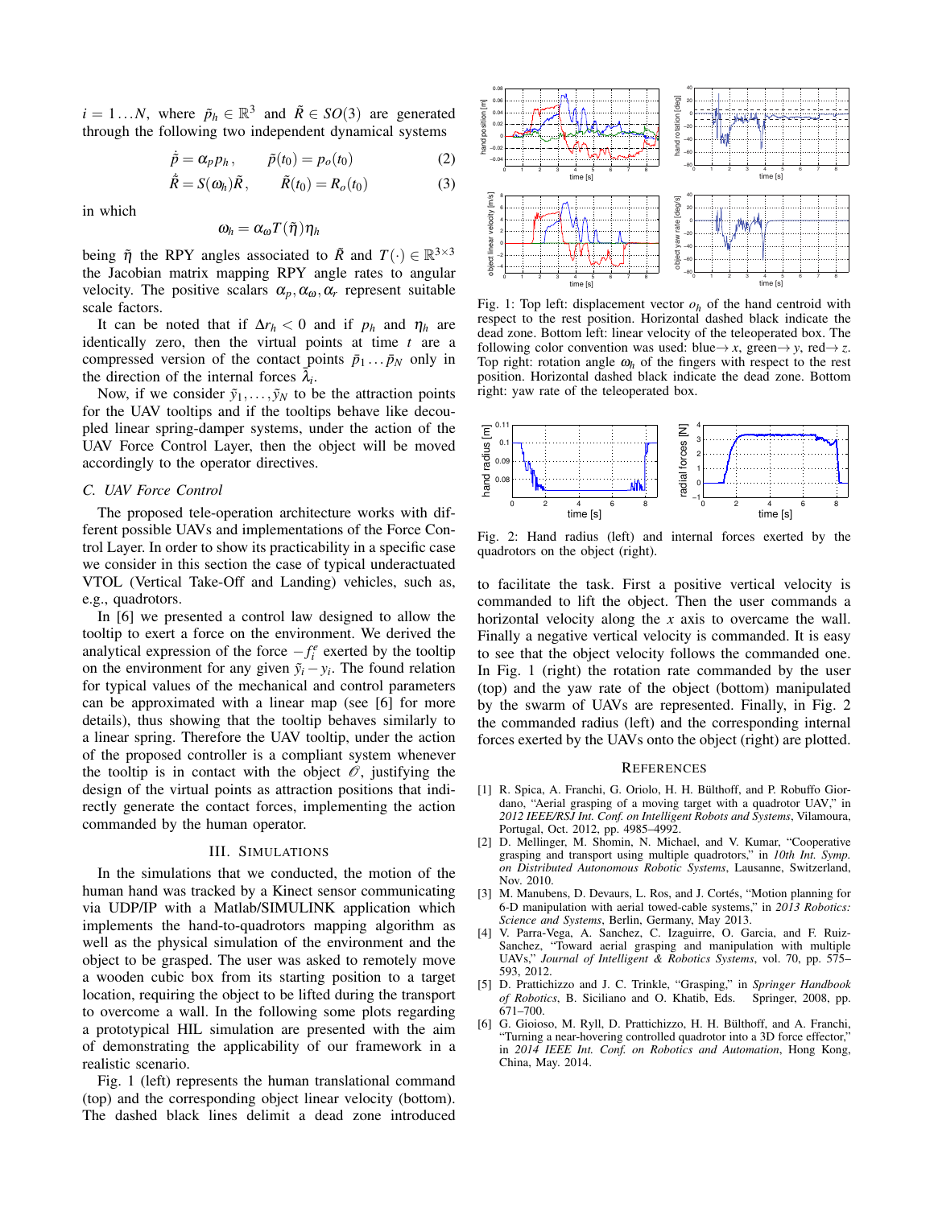$i = 1 \dots N$, where $\tilde{p}_h \in \mathbb{R}^3$ and $\tilde{R} \in SO(3)$ are generated through the following two independent dynamical systems

$$\dot{\tilde{p}} = \alpha_p p_h, \qquad \tilde{p}(t_0) = p_o(t_0) \tag{2}$$

$$\dot{\tilde{R}} = S(\omega_h)\tilde{R}, \qquad \tilde{R}(t_0) = R_o(t_0) \tag{3}$$

in which

$$\omega_h = \alpha_\omega T(\tilde{\eta})\eta_h$$

being $\tilde{\eta}$ the RPY angles associated to $\tilde{R}$ and $T(\cdot) \in \mathbb{R}^{3\times 3}$ the Jacobian matrix mapping RPY angle rates to angular velocity. The positive scalars $\alpha_p, \alpha_\omega, \alpha_r$ represent suitable scale factors.

It can be noted that if $\Delta r_h < 0$ and if $p_h$ and $\eta_h$ are identically zero, then the virtual points at time $t$ are a compressed version of the contact points $\bar{p}_1 \dots \bar{p}_N$ only in the direction of the internal forces $\bar{\lambda}_i$.

Now, if we consider $\tilde{y}_1, \dots, \tilde{y}_N$ to be the attraction points for the UAV tooltips and if the tooltips behave like decoupled linear spring-damper systems, under the action of the UAV Force Control Layer, then the object will be moved accordingly to the operator directives.

### C. UAV Force Control

The proposed tele-operation architecture works with different possible UAVs and implementations of the Force Control Layer. In order to show its practicability in a specific case we consider in this section the case of typical underactuated VTOL (Vertical Take-Off and Landing) vehicles, such as, e.g., quadrotors.

In [6] we presented a control law designed to allow the tooltip to exert a force on the environment. We derived the analytical expression of the force $-f_i^e$ exerted by the tooltip on the environment for any given $\tilde{y}_i - y_i$. The found relation for typical values of the mechanical and control parameters can be approximated with a linear map (see [6] for more details), thus showing that the tooltip behaves similarly to a linear spring. Therefore the UAV tooltip, under the action of the proposed controller is a compliant system whenever the tooltip is in contact with the object $\mathscr{O}$, justifying the design of the virtual points as attraction positions that indirectly generate the contact forces, implementing the action commanded by the human operator.

## III. Simulations

In the simulations that we conducted, the motion of the human hand was tracked by a Kinect sensor communicating via UDP/IP with a Matlab/SIMULINK application which implements the hand-to-quadrotors mapping algorithm as well as the physical simulation of the environment and the object to be grasped. The user was asked to remotely move a wooden cubic box from its starting position to a target location, requiring the object to be lifted during the transport to overcome a wall. In the following some plots regarding a prototypical HIL simulation are presented with the aim of demonstrating the applicability of our framework in a realistic scenario.

Fig. 1 (left) represents the human translational command (top) and the corresponding object linear velocity (bottom). The dashed black lines delimit a dead zone introduced to facilitate the task. First a positive vertical velocity is commanded to lift the object. Then the user commands a horizontal velocity along the $x$ axis to overcame the wall. Finally a negative vertical velocity is commanded. It is easy to see that the object velocity follows the commanded one. In Fig. 1 (right) the rotation rate commanded by the user (top) and the yaw rate of the object (bottom) manipulated by the swarm of UAVs are represented. Finally, in Fig. 2 the commanded radius (left) and the corresponding internal forces exerted by the UAVs onto the object (right) are plotted.

hand position [m]
time [s]
hand rotation [deg]
time [s]
object linear velocity [m/s]
time [s]
object yaw rate [deg/s]
time [s]

Fig. 1: Top left: displacement vector $o_h$ of the hand centroid with respect to the rest position. Horizontal dashed black indicate the dead zone. Bottom left: linear velocity of the teleoperated box. The following color convention was used: blue→ $x$, green→ $y$, red→ $z$. Top right: rotation angle $\omega_h$ of the fingers with respect to the rest position. Horizontal dashed black indicate the dead zone. Bottom right: yaw rate of the teleoperated box.

hand radius [m]
time [s]
radial forces [N]
time [s]

Fig. 2: Hand radius (left) and internal forces exerted by the quadrotors on the object (right).

## References

[1] R. Spica, A. Franchi, G. Oriolo, H. H. Bülthoff, and P. Robuffo Giordano, "Aerial grasping of a moving target with a quadrotor UAV," in *2012 IEEE/RSJ Int. Conf. on Intelligent Robots and Systems*, Vilamoura, Portugal, Oct. 2012, pp. 4985–4992.

[2] D. Mellinger, M. Shomin, N. Michael, and V. Kumar, "Cooperative grasping and transport using multiple quadrotors," in *10th Int. Symp. on Distributed Autonomous Robotic Systems*, Lausanne, Switzerland, Nov. 2010.

[3] M. Manubens, D. Devaurs, L. Ros, and J. Cortés, "Motion planning for 6-D manipulation with aerial towed-cable systems," in *2013 Robotics: Science and Systems*, Berlin, Germany, May 2013.

[4] V. Parra-Vega, A. Sanchez, C. Izaguirre, O. Garcia, and F. Ruiz-Sanchez, "Toward aerial grasping and manipulation with multiple UAVs," *Journal of Intelligent & Robotics Systems*, vol. 70, pp. 575–593, 2012.

[5] D. Prattichizzo and J. C. Trinkle, "Grasping," in *Springer Handbook of Robotics*, B. Siciliano and O. Khatib, Eds. Springer, 2008, pp. 671–700.

[6] G. Gioioso, M. Ryll, D. Prattichizzo, H. H. Bülthoff, and A. Franchi, "Turning a near-hovering controlled quadrotor into a 3D force effector," in *2014 IEEE Int. Conf. on Robotics and Automation*, Hong Kong, China, May. 2014.